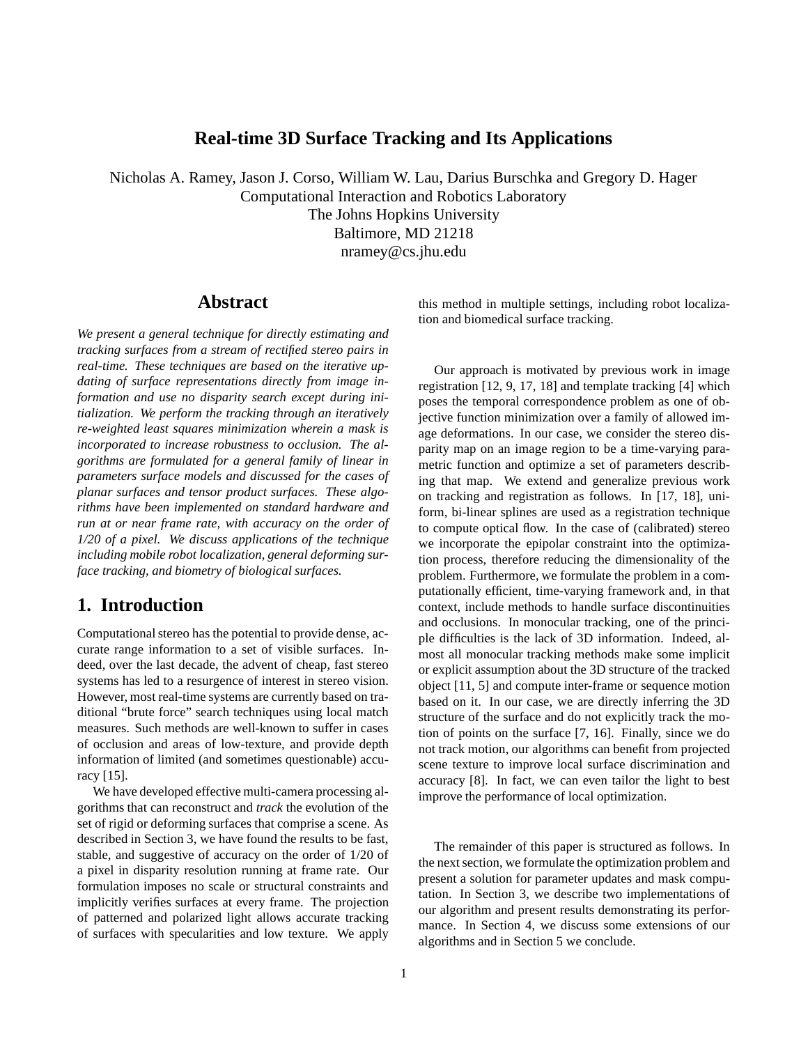# Real-time 3D Surface Tracking and Its Applications

Nicholas A. Ramey, Jason J. Corso, William W. Lau, Darius Burschka and Gregory D. Hager
Computational Interaction and Robotics Laboratory
The Johns Hopkins University
Baltimore, MD 21218
nramey@cs.jhu.edu

## Abstract

*We present a general technique for directly estimating and tracking surfaces from a stream of rectified stereo pairs in real-time. These techniques are based on the iterative updating of surface representations directly from image information and use no disparity search except during initialization. We perform the tracking through an iteratively re-weighted least squares minimization wherein a mask is incorporated to increase robustness to occlusion. The algorithms are formulated for a general family of linear in parameters surface models and discussed for the cases of planar surfaces and tensor product surfaces. These algorithms have been implemented on standard hardware and run at or near frame rate, with accuracy on the order of 1/20 of a pixel. We discuss applications of the technique including mobile robot localization, general deforming surface tracking, and biometry of biological surfaces.*

## 1. Introduction

Computational stereo has the potential to provide dense, accurate range information to a set of visible surfaces. Indeed, over the last decade, the advent of cheap, fast stereo systems has led to a resurgence of interest in stereo vision. However, most real-time systems are currently based on traditional "brute force" search techniques using local match measures. Such methods are well-known to suffer in cases of occlusion and areas of low-texture, and provide depth information of limited (and sometimes questionable) accuracy [15].

We have developed effective multi-camera processing algorithms that can reconstruct and *track* the evolution of the set of rigid or deforming surfaces that comprise a scene. As described in Section 3, we have found the results to be fast, stable, and suggestive of accuracy on the order of 1/20 of a pixel in disparity resolution running at frame rate. Our formulation imposes no scale or structural constraints and implicitly verifies surfaces at every frame. The projection of patterned and polarized light allows accurate tracking of surfaces with specularities and low texture. We apply this method in multiple settings, including robot localization and biomedical surface tracking.

Our approach is motivated by previous work in image registration [12, 9, 17, 18] and template tracking [4] which poses the temporal correspondence problem as one of objective function minimization over a family of allowed image deformations. In our case, we consider the stereo disparity map on an image region to be a time-varying parametric function and optimize a set of parameters describing that map. We extend and generalize previous work on tracking and registration as follows. In [17, 18], uniform, bi-linear splines are used as a registration technique to compute optical flow. In the case of (calibrated) stereo we incorporate the epipolar constraint into the optimization process, therefore reducing the dimensionality of the problem. Furthermore, we formulate the problem in a computationally efficient, time-varying framework and, in that context, include methods to handle surface discontinuities and occlusions. In monocular tracking, one of the principle difficulties is the lack of 3D information. Indeed, almost all monocular tracking methods make some implicit or explicit assumption about the 3D structure of the tracked object [11, 5] and compute inter-frame or sequence motion based on it. In our case, we are directly inferring the 3D structure of the surface and do not explicitly track the motion of points on the surface [7, 16]. Finally, since we do not track motion, our algorithms can benefit from projected scene texture to improve local surface discrimination and accuracy [8]. In fact, we can even tailor the light to best improve the performance of local optimization.

The remainder of this paper is structured as follows. In the next section, we formulate the optimization problem and present a solution for parameter updates and mask computation. In Section 3, we describe two implementations of our algorithm and present results demonstrating its performance. In Section 4, we discuss some extensions of our algorithms and in Section 5 we conclude.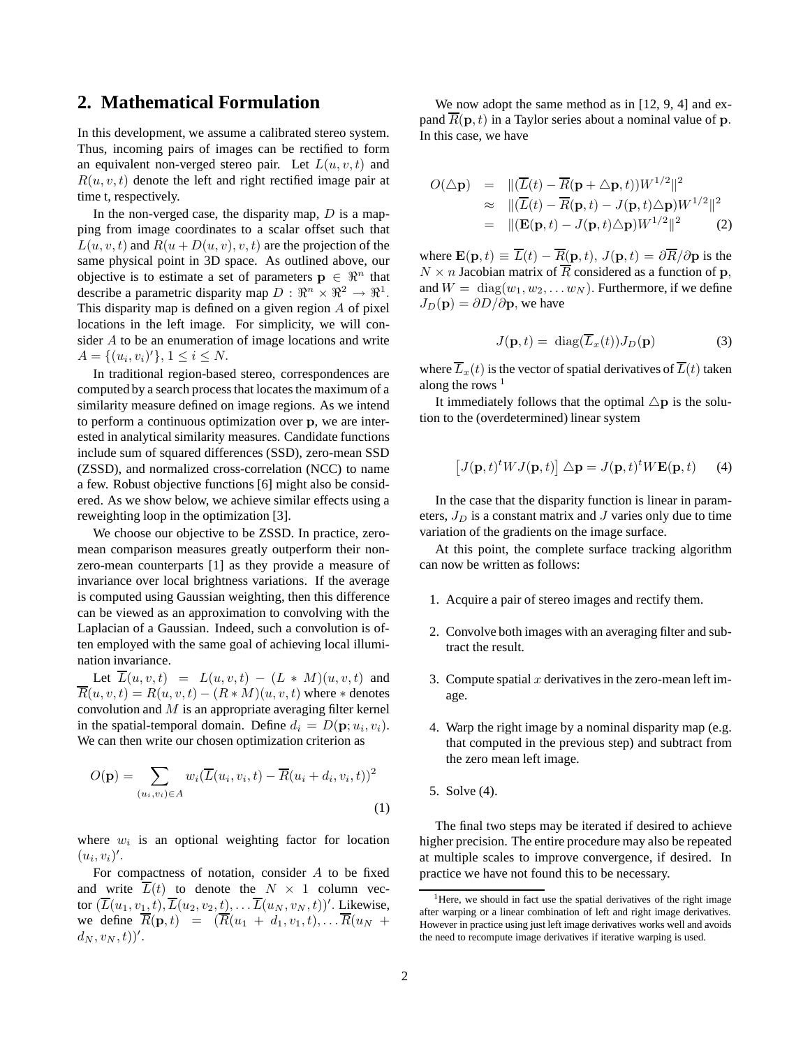## 2. Mathematical Formulation

In this development, we assume a calibrated stereo system. Thus, incoming pairs of images can be rectified to form an equivalent non-verged stereo pair. Let $L(u, v, t)$ and $R(u, v, t)$ denote the left and right rectified image pair at time t, respectively.

In the non-verged case, the disparity map, $D$ is a mapping from image coordinates to a scalar offset such that $L(u, v, t)$ and $R(u + D(u, v), v, t)$ are the projection of the same physical point in 3D space. As outlined above, our objective is to estimate a set of parameters $\mathbf{p} \in \Re^n$ that describe a parametric disparity map $D : \Re^n \times \Re^2 \rightarrow \Re^1$. This disparity map is defined on a given region $A$ of pixel locations in the left image. For simplicity, we will consider $A$ to be an enumeration of image locations and write $A = \{(u_i, v_i)'\}$, $1 \leq i \leq N$.

In traditional region-based stereo, correspondences are computed by a search process that locates the maximum of a similarity measure defined on image regions. As we intend to perform a continuous optimization over $\mathbf{p}$, we are interested in analytical similarity measures. Candidate functions include sum of squared differences (SSD), zero-mean SSD (ZSSD), and normalized cross-correlation (NCC) to name a few. Robust objective functions [6] might also be considered. As we show below, we achieve similar effects using a reweighting loop in the optimization [3].

We choose our objective to be ZSSD. In practice, zero-mean comparison measures greatly outperform their non-zero-mean counterparts [1] as they provide a measure of invariance over local brightness variations. If the average is computed using Gaussian weighting, then this difference can be viewed as an approximation to convolving with the Laplacian of a Gaussian. Indeed, such a convolution is often employed with the same goal of achieving local illumination invariance.

Let $\overline{L}(u, v, t) = L(u, v, t) - (L * M)(u, v, t)$ and $\overline{R}(u, v, t) = R(u, v, t) - (R * M)(u, v, t)$ where $*$ denotes convolution and $M$ is an appropriate averaging filter kernel in the spatial-temporal domain. Define $d_i = D(\mathbf{p}; u_i, v_i)$. We can then write our chosen optimization criterion as

$$O(\mathbf{p}) = \sum_{(u_i,v_i) \in A} w_i (\overline{L}(u_i, v_i, t) - \overline{R}(u_i + d_i, v_i, t))^2 \tag{1}$$

where $w_i$ is an optional weighting factor for location $(u_i, v_i)'$.

For compactness of notation, consider $A$ to be fixed and write $\overline{L}(t)$ to denote the $N \times 1$ column vector $(\overline{L}(u_1, v_1, t), \overline{L}(u_2, v_2, t), \ldots \overline{L}(u_N, v_N, t))'$. Likewise, we define $\overline{R}(\mathbf{p}, t) = (\overline{R}(u_1 + d_1, v_1, t), \ldots \overline{R}(u_N + d_N, v_N, t))'$.

We now adopt the same method as in [12, 9, 4] and expand $\overline{R}(\mathbf{p}, t)$ in a Taylor series about a nominal value of $\mathbf{p}$. In this case, we have

$$\begin{aligned} O(\triangle\mathbf{p}) &= \|(\overline{L}(t) - \overline{R}(\mathbf{p} + \triangle\mathbf{p}, t))W^{1/2}\|^2 \\ &\approx \|(\overline{L}(t) - \overline{R}(\mathbf{p}, t) - J(\mathbf{p}, t)\triangle\mathbf{p})W^{1/2}\|^2 \\ &= \|(\mathbf{E}(\mathbf{p}, t) - J(\mathbf{p}, t)\triangle\mathbf{p})W^{1/2}\|^2 \end{aligned} \tag{2}$$

where $\mathbf{E}(\mathbf{p}, t) \equiv \overline{L}(t) - \overline{R}(\mathbf{p}, t)$, $J(\mathbf{p}, t) = \partial\overline{R}/\partial\mathbf{p}$ is the $N \times n$ Jacobian matrix of $\overline{R}$ considered as a function of $\mathbf{p}$, and $W = \operatorname{diag}(w_1, w_2, \ldots w_N)$. Furthermore, if we define $J_D(\mathbf{p}) = \partial D/\partial\mathbf{p}$, we have

$$J(\mathbf{p}, t) = \operatorname{diag}(\overline{L}_x(t)) J_D(\mathbf{p}) \tag{3}$$

where $\overline{L}_x(t)$ is the vector of spatial derivatives of $\overline{L}(t)$ taken along the rows [1]

It immediately follows that the optimal $\triangle\mathbf{p}$ is the solution to the (overdetermined) linear system

$$\left[J(\mathbf{p}, t)^t W J(\mathbf{p}, t)\right] \triangle\mathbf{p} = J(\mathbf{p}, t)^t W \mathbf{E}(\mathbf{p}, t) \tag{4}$$

In the case that the disparity function is linear in parameters, $J_D$ is a constant matrix and $J$ varies only due to time variation of the gradients on the image surface.

At this point, the complete surface tracking algorithm can now be written as follows:

1. Acquire a pair of stereo images and rectify them.
2. Convolve both images with an averaging filter and subtract the result.
3. Compute spatial $x$ derivatives in the zero-mean left image.
4. Warp the right image by a nominal disparity map (e.g. that computed in the previous step) and subtract from the zero mean left image.
5. Solve (4).

The final two steps may be iterated if desired to achieve higher precision. The entire procedure may also be repeated at multiple scales to improve convergence, if desired. In practice we have not found this to be necessary.

[1] Here, we should in fact use the spatial derivatives of the right image after warping or a linear combination of left and right image derivatives. However in practice using just left image derivatives works well and avoids the need to recompute image derivatives if iterative warping is used.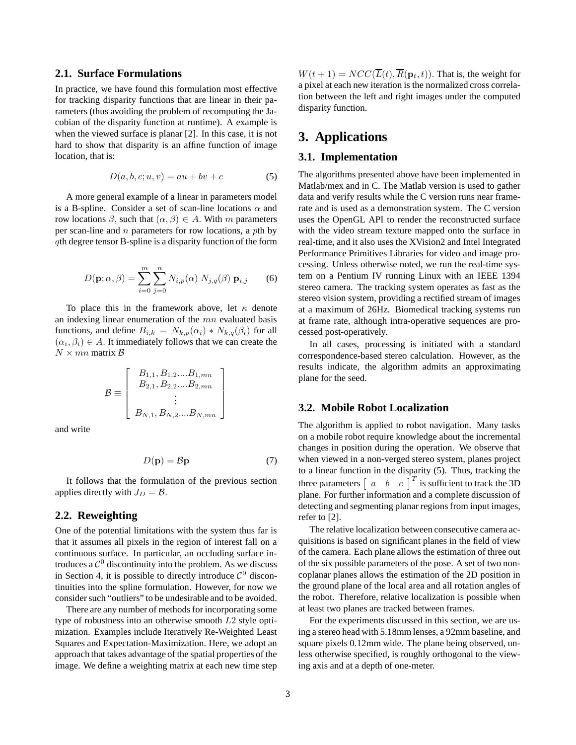## 2.1. Surface Formulations

In practice, we have found this formulation most effective for tracking disparity functions that are linear in their parameters (thus avoiding the problem of recomputing the Jacobian of the disparity function at runtime). A example is when the viewed surface is planar [2]. In this case, it is not hard to show that disparity is an affine function of image location, that is:

$$D(a, b, c; u, v) = au + bv + c \tag{5}$$

A more general example of a linear in parameters model is a B-spline. Consider a set of scan-line locations $\alpha$ and row locations $\beta$, such that $(\alpha, \beta) \in A$. With $m$ parameters per scan-line and $n$ parameters for row locations, a $p$th by $q$th degree tensor B-spline is a disparity function of the form

$$D(\mathbf{p}; \alpha, \beta) = \sum_{i=0}^{m} \sum_{j=0}^{n} N_{i,p}(\alpha)\ N_{j,q}(\beta)\ \mathbf{p}_{i,j} \tag{6}$$

To place this in the framework above, let $\kappa$ denote an indexing linear enumeration of the $mn$ evaluated basis functions, and define $B_{i,k} = N_{k,p}(\alpha_i) * N_{k,q}(\beta_i)$ for all $(\alpha_i, \beta_i) \in A$. It immediately follows that we can create the $N \times mn$ matrix $\mathcal{B}$

$$\mathcal{B} \equiv \left[ \begin{array}{c} B_{1,1}, B_{1,2} .... B_{1,mn} \\ B_{2,1}, B_{2,2} .... B_{2,mn} \\ \vdots \\ B_{N,1}, B_{N,2} .... B_{N,mn} \end{array} \right]$$

and write

$$D(\mathbf{p}) = \mathcal{B}\mathbf{p} \tag{7}$$

It follows that the formulation of the previous section applies directly with $J_D = \mathcal{B}$.

## 2.2. Reweighting

One of the potential limitations with the system thus far is that it assumes all pixels in the region of interest fall on a continuous surface. In particular, an occluding surface introduces a $\mathcal{C}^0$ discontinuity into the problem. As we discuss in Section 4, it is possible to directly introduce $\mathcal{C}^0$ discontinuities into the spline formulation. However, for now we consider such "outliers" to be undesirable and to be avoided.

There are any number of methods for incorporating some type of robustness into an otherwise smooth $L2$ style optimization. Examples include Iteratively Re-Weighted Least Squares and Expectation-Maximization. Here, we adopt an approach that takes advantage of the spatial properties of the image. We define a weighting matrix at each new time step $W(t+1) = NCC(\overline{L}(t), \overline{R}(\mathbf{p}_t, t))$. That is, the weight for a pixel at each new iteration is the normalized cross correlation between the left and right images under the computed disparity function.

# 3. Applications

## 3.1. Implementation

The algorithms presented above have been implemented in Matlab/mex and in C. The Matlab version is used to gather data and verify results while the C version runs near framerate and is used as a demonstration system. The C version uses the OpenGL API to render the reconstructed surface with the video stream texture mapped onto the surface in real-time, and it also uses the XVision2 and Intel Integrated Performance Primitives Libraries for video and image processing. Unless otherwise noted, we run the real-time system on a Pentium IV running Linux with an IEEE 1394 stereo camera. The tracking system operates as fast as the stereo vision system, providing a rectified stream of images at a maximum of 26Hz. Biomedical tracking systems run at frame rate, although intra-operative sequences are processed post-operatively.

In all cases, processing is initiated with a standard correspondence-based stereo calculation. However, as the results indicate, the algorithm admits an approximating plane for the seed.

## 3.2. Mobile Robot Localization

The algorithm is applied to robot navigation. Many tasks on a mobile robot require knowledge about the incremental changes in position during the operation. We observe that when viewed in a non-verged stereo system, planes project to a linear function in the disparity (5). Thus, tracking the three parameters $\left[\begin{array}{ccc} a & b & c \end{array}\right]^T$ is sufficient to track the 3D plane. For further information and a complete discussion of detecting and segmenting planar regions from input images, refer to [2].

The relative localization between consecutive camera acquisitions is based on significant planes in the field of view of the camera. Each plane allows the estimation of three out of the six possible parameters of the pose. A set of two non-coplanar planes allows the estimation of the 2D position in the ground plane of the local area and all rotation angles of the robot. Therefore, relative localization is possible when at least two planes are tracked between frames.

For the experiments discussed in this section, we are using a stereo head with 5.18mm lenses, a 92mm baseline, and square pixels 0.12mm wide. The plane being observed, unless otherwise specified, is roughly orthogonal to the viewing axis and at a depth of one-meter.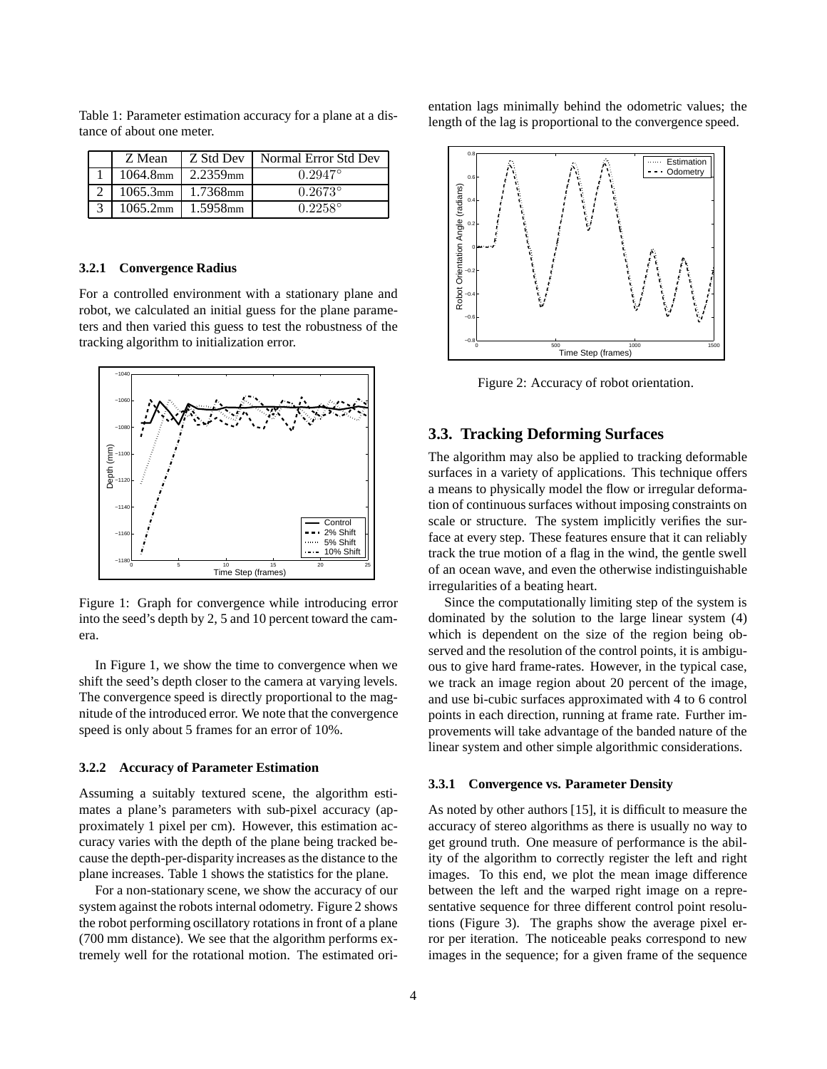Table 1: Parameter estimation accuracy for a plane at a distance of about one meter.

| | Z Mean | Z Std Dev | Normal Error Std Dev |
|---|---|---|---|
| 1 | 1064.8mm | 2.2359mm | $0.2947^\circ$ |
| 2 | 1065.3mm | 1.7368mm | $0.2673^\circ$ |
| 3 | 1065.2mm | 1.5958mm | $0.2258^\circ$ |

#### 3.2.1 Convergence Radius

For a controlled environment with a stationary plane and robot, we calculated an initial guess for the plane parameters and then varied this guess to test the robustness of the tracking algorithm to initialization error.

Figure 1: Graph for convergence while introducing error into the seed's depth by 2, 5 and 10 percent toward the camera.

In Figure 1, we show the time to convergence when we shift the seed's depth closer to the camera at varying levels. The convergence speed is directly proportional to the magnitude of the introduced error. We note that the convergence speed is only about 5 frames for an error of 10%.

#### 3.2.2 Accuracy of Parameter Estimation

Assuming a suitably textured scene, the algorithm estimates a plane's parameters with sub-pixel accuracy (approximately 1 pixel per cm). However, this estimation accuracy varies with the depth of the plane being tracked because the depth-per-disparity increases as the distance to the plane increases. Table 1 shows the statistics for the plane.

For a non-stationary scene, we show the accuracy of our system against the robots internal odometry. Figure 2 shows the robot performing oscillatory rotations in front of a plane (700 mm distance). We see that the algorithm performs extremely well for the rotational motion. The estimated orientation lags minimally behind the odometric values; the length of the lag is proportional to the convergence speed.

Figure 2: Accuracy of robot orientation.

## 3.3. Tracking Deforming Surfaces

The algorithm may also be applied to tracking deformable surfaces in a variety of applications. This technique offers a means to physically model the flow or irregular deformation of continuous surfaces without imposing constraints on scale or structure. The system implicitly verifies the surface at every step. These features ensure that it can reliably track the true motion of a flag in the wind, the gentle swell of an ocean wave, and even the otherwise indistinguishable irregularities of a beating heart.

Since the computationally limiting step of the system is dominated by the solution to the large linear system (4) which is dependent on the size of the region being observed and the resolution of the control points, it is ambiguous to give hard frame-rates. However, in the typical case, we track an image region about 20 percent of the image, and use bi-cubic surfaces approximated with 4 to 6 control points in each direction, running at frame rate. Further improvements will take advantage of the banded nature of the linear system and other simple algorithmic considerations.

#### 3.3.1 Convergence vs. Parameter Density

As noted by other authors [15], it is difficult to measure the accuracy of stereo algorithms as there is usually no way to get ground truth. One measure of performance is the ability of the algorithm to correctly register the left and right images. To this end, we plot the mean image difference between the left and the warped right image on a representative sequence for three different control point resolutions (Figure 3). The graphs show the average pixel error per iteration. The noticeable peaks correspond to new images in the sequence; for a given frame of the sequence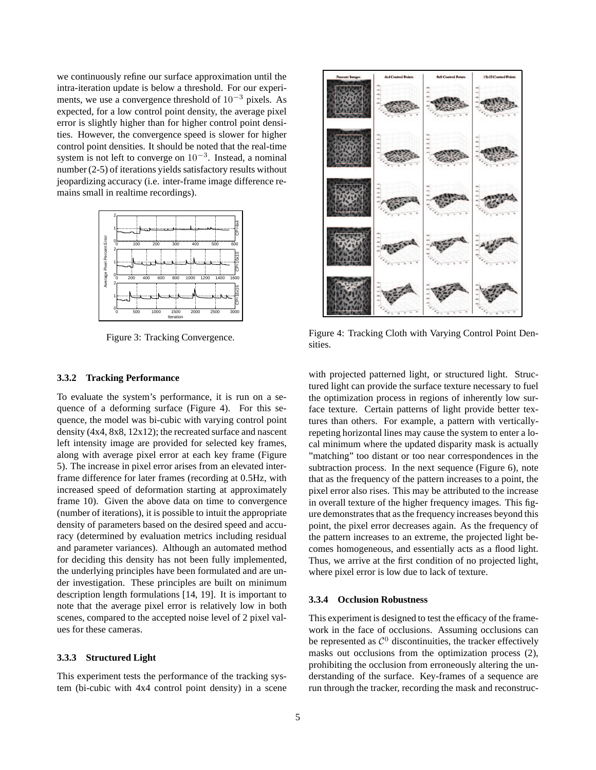we continuously refine our surface approximation until the intra-iteration update is below a threshold. For our experiments, we use a convergence threshold of $10^{-3}$ pixels. As expected, for a low control point density, the average pixel error is slightly higher than for higher control point densities. However, the convergence speed is slower for higher control point densities. It should be noted that the real-time system is not left to converge on $10^{-3}$. Instead, a nominal number (2-5) of iterations yields satisfactory results without jeopardizing accuracy (i.e. inter-frame image difference remains small in realtime recordings).

Figure 3: Tracking Convergence.

### 3.3.2 Tracking Performance

To evaluate the system's performance, it is run on a sequence of a deforming surface (Figure 4). For this sequence, the model was bi-cubic with varying control point density (4x4, 8x8, 12x12); the recreated surface and nascent left intensity image are provided for selected key frames, along with average pixel error at each key frame (Figure 5). The increase in pixel error arises from an elevated interframe difference for later frames (recording at 0.5Hz, with increased speed of deformation starting at approximately frame 10). Given the above data on time to convergence (number of iterations), it is possible to intuit the appropriate density of parameters based on the desired speed and accuracy (determined by evaluation metrics including residual and parameter variances). Although an automated method for deciding this density has not been fully implemented, the underlying principles have been formulated and are under investigation. These principles are built on minimum description length formulations [14, 19]. It is important to note that the average pixel error is relatively low in both scenes, compared to the accepted noise level of 2 pixel values for these cameras.

### 3.3.3 Structured Light

This experiment tests the performance of the tracking system (bi-cubic with 4x4 control point density) in a scene with projected patterned light, or structured light. Structured light can provide the surface texture necessary to fuel the optimization process in regions of inherently low surface texture. Certain patterns of light provide better textures than others. For example, a pattern with vertically-repeting horizontal lines may cause the system to enter a local minimum where the updated disparity mask is actually "matching" too distant or too near correspondences in the subtraction process. In the next sequence (Figure 6), note that as the frequency of the pattern increases to a point, the pixel error also rises. This may be attributed to the increase in overall texture of the higher frequency images. This figure demonstrates that as the frequency increases beyond this point, the pixel error decreases again. As the frequency of the pattern increases to an extreme, the projected light becomes homogeneous, and essentially acts as a flood light. Thus, we arrive at the first condition of no projected light, where pixel error is low due to lack of texture.

Figure 4: Tracking Cloth with Varying Control Point Densities.

### 3.3.4 Occlusion Robustness

This experiment is designed to test the efficacy of the framework in the face of occlusions. Assuming occlusions can be represented as $\mathcal{C}^0$ discontinuities, the tracker effectively masks out occlusions from the optimization process (2), prohibiting the occlusion from erroneously altering the understanding of the surface. Key-frames of a sequence are run through the tracker, recording the mask and reconstruc-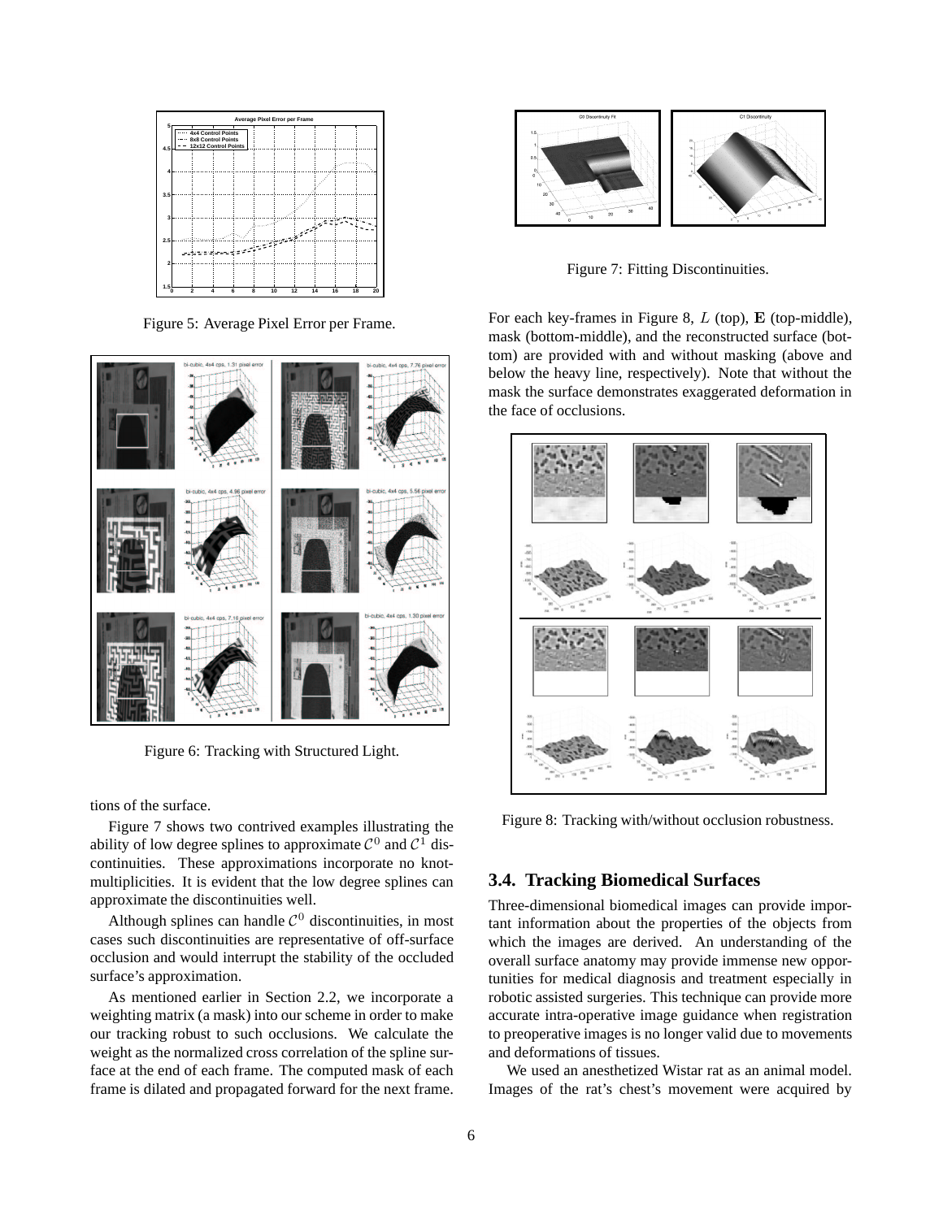Figure 5: Average Pixel Error per Frame.

Figure 6: Tracking with Structured Light.

tions of the surface.

Figure 7 shows two contrived examples illustrating the ability of low degree splines to approximate $\mathcal{C}^0$ and $\mathcal{C}^1$ discontinuities. These approximations incorporate no knot-multiplicities. It is evident that the low degree splines can approximate the discontinuities well.

Although splines can handle $\mathcal{C}^0$ discontinuities, in most cases such discontinuities are representative of off-surface occlusion and would interrupt the stability of the occluded surface's approximation.

As mentioned earlier in Section 2.2, we incorporate a weighting matrix (a mask) into our scheme in order to make our tracking robust to such occlusions. We calculate the weight as the normalized cross correlation of the spline surface at the end of each frame. The computed mask of each frame is dilated and propagated forward for the next frame.

Figure 7: Fitting Discontinuities.

For each key-frames in Figure 8, $L$ (top), $\mathbf{E}$ (top-middle), mask (bottom-middle), and the reconstructed surface (bottom) are provided with and without masking (above and below the heavy line, respectively). Note that without the mask the surface demonstrates exaggerated deformation in the face of occlusions.

Figure 8: Tracking with/without occlusion robustness.

### 3.4. Tracking Biomedical Surfaces

Three-dimensional biomedical images can provide important information about the properties of the objects from which the images are derived. An understanding of the overall surface anatomy may provide immense new opportunities for medical diagnosis and treatment especially in robotic assisted surgeries. This technique can provide more accurate intra-operative image guidance when registration to preoperative images is no longer valid due to movements and deformations of tissues.

We used an anesthetized Wistar rat as an animal model. Images of the rat's chest's movement were acquired by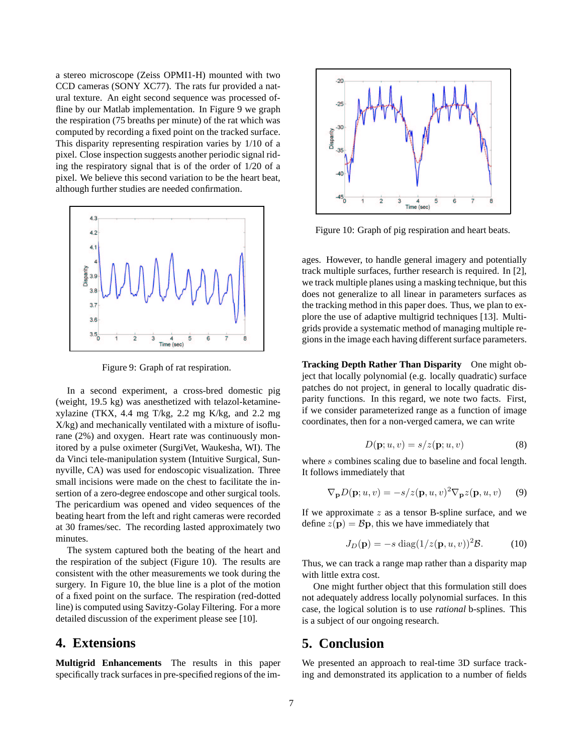a stereo microscope (Zeiss OPMI1-H) mounted with two CCD cameras (SONY XC77). The rats fur provided a natural texture. An eight second sequence was processed offline by our Matlab implementation. In Figure 9 we graph the respiration (75 breaths per minute) of the rat which was computed by recording a fixed point on the tracked surface. This disparity representing respiration varies by 1/10 of a pixel. Close inspection suggests another periodic signal riding the respiratory signal that is of the order of 1/20 of a pixel. We believe this second variation to be the heart beat, although further studies are needed confirmation.

Figure 9: Graph of rat respiration.

In a second experiment, a cross-bred domestic pig (weight, 19.5 kg) was anesthetized with telazol-ketamine-xylazine (TKX, 4.4 mg T/kg, 2.2 mg K/kg, and 2.2 mg X/kg) and mechanically ventilated with a mixture of isoflurane (2%) and oxygen. Heart rate was continuously monitored by a pulse oximeter (SurgiVet, Waukesha, WI). The da Vinci tele-manipulation system (Intuitive Surgical, Sunnyville, CA) was used for endoscopic visualization. Three small incisions were made on the chest to facilitate the insertion of a zero-degree endoscope and other surgical tools. The pericardium was opened and video sequences of the beating heart from the left and right cameras were recorded at 30 frames/sec. The recording lasted approximately two minutes.

The system captured both the beating of the heart and the respiration of the subject (Figure 10). The results are consistent with the other measurements we took during the surgery. In Figure 10, the blue line is a plot of the motion of a fixed point on the surface. The respiration (red-dotted line) is computed using Savitzy-Golay Filtering. For a more detailed discussion of the experiment please see [10].

Figure 10: Graph of pig respiration and heart beats.

## 4. Extensions

**Multigrid Enhancements** The results in this paper specifically track surfaces in pre-specified regions of the images. However, to handle general imagery and potentially track multiple surfaces, further research is required. In [2], we track multiple planes using a masking technique, but this does not generalize to all linear in parameters surfaces as the tracking method in this paper does. Thus, we plan to explore the use of adaptive multigrid techniques [13]. Multigrids provide a systematic method of managing multiple regions in the image each having different surface parameters.

**Tracking Depth Rather Than Disparity** One might object that locally polynomial (e.g. locally quadratic) surface patches do not project, in general to locally quadratic disparity functions. In this regard, we note two facts. First, if we consider parameterized range as a function of image coordinates, then for a non-verged camera, we can write

$$D(\mathbf{p}; u, v) = s/z(\mathbf{p}; u, v) \tag{8}$$

where $s$ combines scaling due to baseline and focal length. It follows immediately that

$$\nabla_{\mathbf{p}} D(\mathbf{p}; u, v) = -s/z(\mathbf{p}, u, v)^2 \nabla_{\mathbf{p}} z(\mathbf{p}, u, v) \tag{9}$$

If we approximate $z$ as a tensor B-spline surface, and we define $z(\mathbf{p}) = \mathcal{B}\mathbf{p}$, this we have immediately that

$$J_D(\mathbf{p}) = -s \ \mathrm{diag}(1/z(\mathbf{p}, u, v))^2 \mathcal{B}. \tag{10}$$

Thus, we can track a range map rather than a disparity map with little extra cost.

One might further object that this formulation still does not adequately address locally polynomial surfaces. In this case, the logical solution is to use *rational* b-splines. This is a subject of our ongoing research.

## 5. Conclusion

We presented an approach to real-time 3D surface tracking and demonstrated its application to a number of fields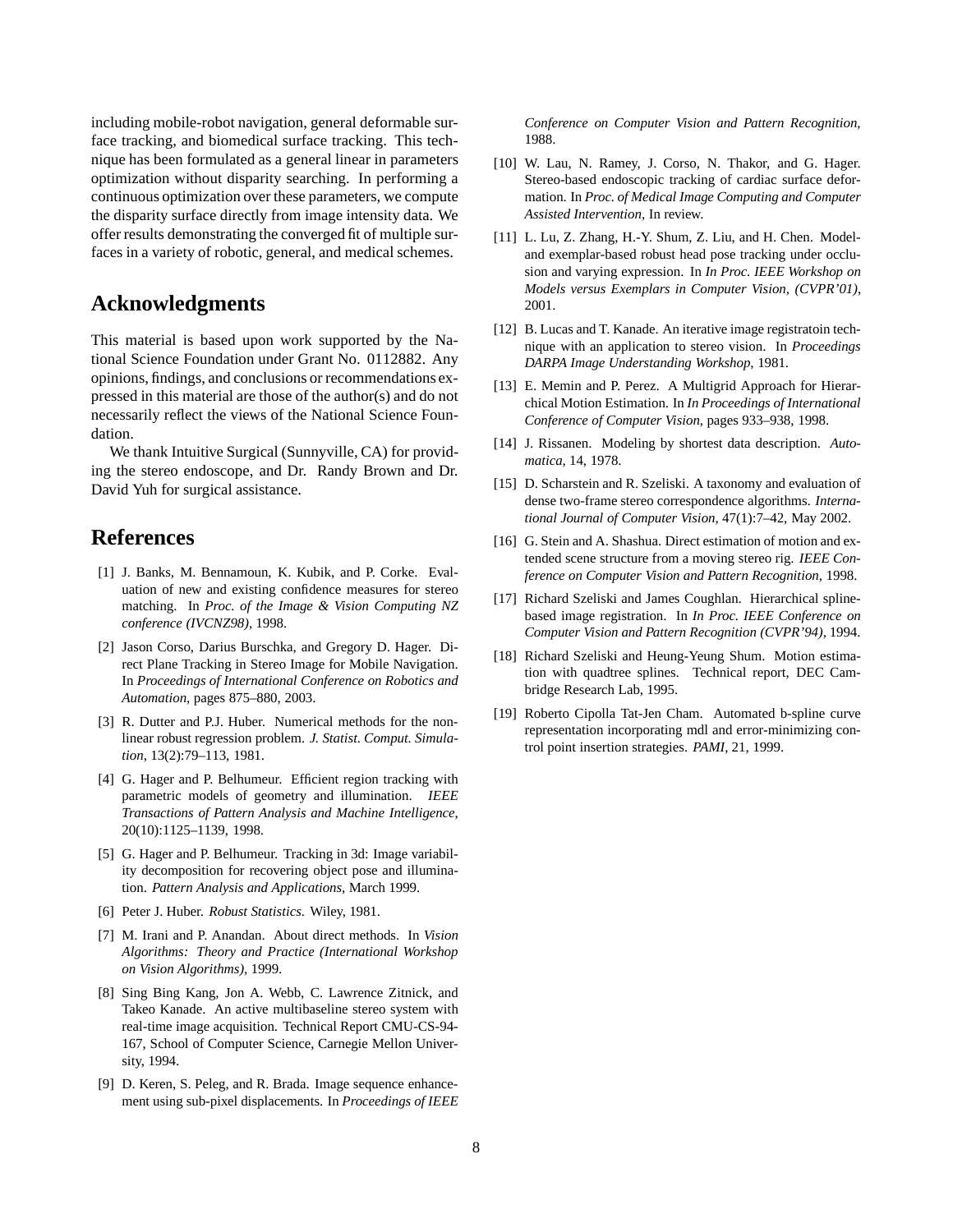including mobile-robot navigation, general deformable surface tracking, and biomedical surface tracking. This technique has been formulated as a general linear in parameters optimization without disparity searching. In performing a continuous optimization over these parameters, we compute the disparity surface directly from image intensity data. We offer results demonstrating the converged fit of multiple surfaces in a variety of robotic, general, and medical schemes.

## Acknowledgments

This material is based upon work supported by the National Science Foundation under Grant No. 0112882. Any opinions, findings, and conclusions or recommendations expressed in this material are those of the author(s) and do not necessarily reflect the views of the National Science Foundation.

We thank Intuitive Surgical (Sunnyville, CA) for providing the stereo endoscope, and Dr. Randy Brown and Dr. David Yuh for surgical assistance.

## References

[1] J. Banks, M. Bennamoun, K. Kubik, and P. Corke. Evaluation of new and existing confidence measures for stereo matching. In *Proc. of the Image & Vision Computing NZ conference (IVCNZ98)*, 1998.

[2] Jason Corso, Darius Burschka, and Gregory D. Hager. Direct Plane Tracking in Stereo Image for Mobile Navigation. In *Proceedings of International Conference on Robotics and Automation*, pages 875–880, 2003.

[3] R. Dutter and P.J. Huber. Numerical methods for the nonlinear robust regression problem. *J. Statist. Comput. Simulation*, 13(2):79–113, 1981.

[4] G. Hager and P. Belhumeur. Efficient region tracking with parametric models of geometry and illumination. *IEEE Transactions of Pattern Analysis and Machine Intelligence*, 20(10):1125–1139, 1998.

[5] G. Hager and P. Belhumeur. Tracking in 3d: Image variability decomposition for recovering object pose and illumination. *Pattern Analysis and Applications*, March 1999.

[6] Peter J. Huber. *Robust Statistics*. Wiley, 1981.

[7] M. Irani and P. Anandan. About direct methods. In *Vision Algorithms: Theory and Practice (International Workshop on Vision Algorithms)*, 1999.

[8] Sing Bing Kang, Jon A. Webb, C. Lawrence Zitnick, and Takeo Kanade. An active multibaseline stereo system with real-time image acquisition. Technical Report CMU-CS-94-167, School of Computer Science, Carnegie Mellon University, 1994.

[9] D. Keren, S. Peleg, and R. Brada. Image sequence enhancement using sub-pixel displacements. In *Proceedings of IEEE Conference on Computer Vision and Pattern Recognition*, 1988.

[10] W. Lau, N. Ramey, J. Corso, N. Thakor, and G. Hager. Stereo-based endoscopic tracking of cardiac surface deformation. In *Proc. of Medical Image Computing and Computer Assisted Intervention*, In review.

[11] L. Lu, Z. Zhang, H.-Y. Shum, Z. Liu, and H. Chen. Model- and exemplar-based robust head pose tracking under occlusion and varying expression. In *In Proc. IEEE Workshop on Models versus Exemplars in Computer Vision, (CVPR'01)*, 2001.

[12] B. Lucas and T. Kanade. An iterative image registratoin technique with an application to stereo vision. In *Proceedings DARPA Image Understanding Workshop*, 1981.

[13] E. Memin and P. Perez. A Multigrid Approach for Hierarchical Motion Estimation. In *In Proceedings of International Conference of Computer Vision*, pages 933–938, 1998.

[14] J. Rissanen. Modeling by shortest data description. *Automatica*, 14, 1978.

[15] D. Scharstein and R. Szeliski. A taxonomy and evaluation of dense two-frame stereo correspondence algorithms. *International Journal of Computer Vision*, 47(1):7–42, May 2002.

[16] G. Stein and A. Shashua. Direct estimation of motion and extended scene structure from a moving stereo rig. *IEEE Conference on Computer Vision and Pattern Recognition*, 1998.

[17] Richard Szeliski and James Coughlan. Hierarchical spline-based image registration. In *In Proc. IEEE Conference on Computer Vision and Pattern Recognition (CVPR'94)*, 1994.

[18] Richard Szeliski and Heung-Yeung Shum. Motion estimation with quadtree splines. Technical report, DEC Cambridge Research Lab, 1995.

[19] Roberto Cipolla Tat-Jen Cham. Automated b-spline curve representation incorporating mdl and error-minimizing control point insertion strategies. *PAMI*, 21, 1999.